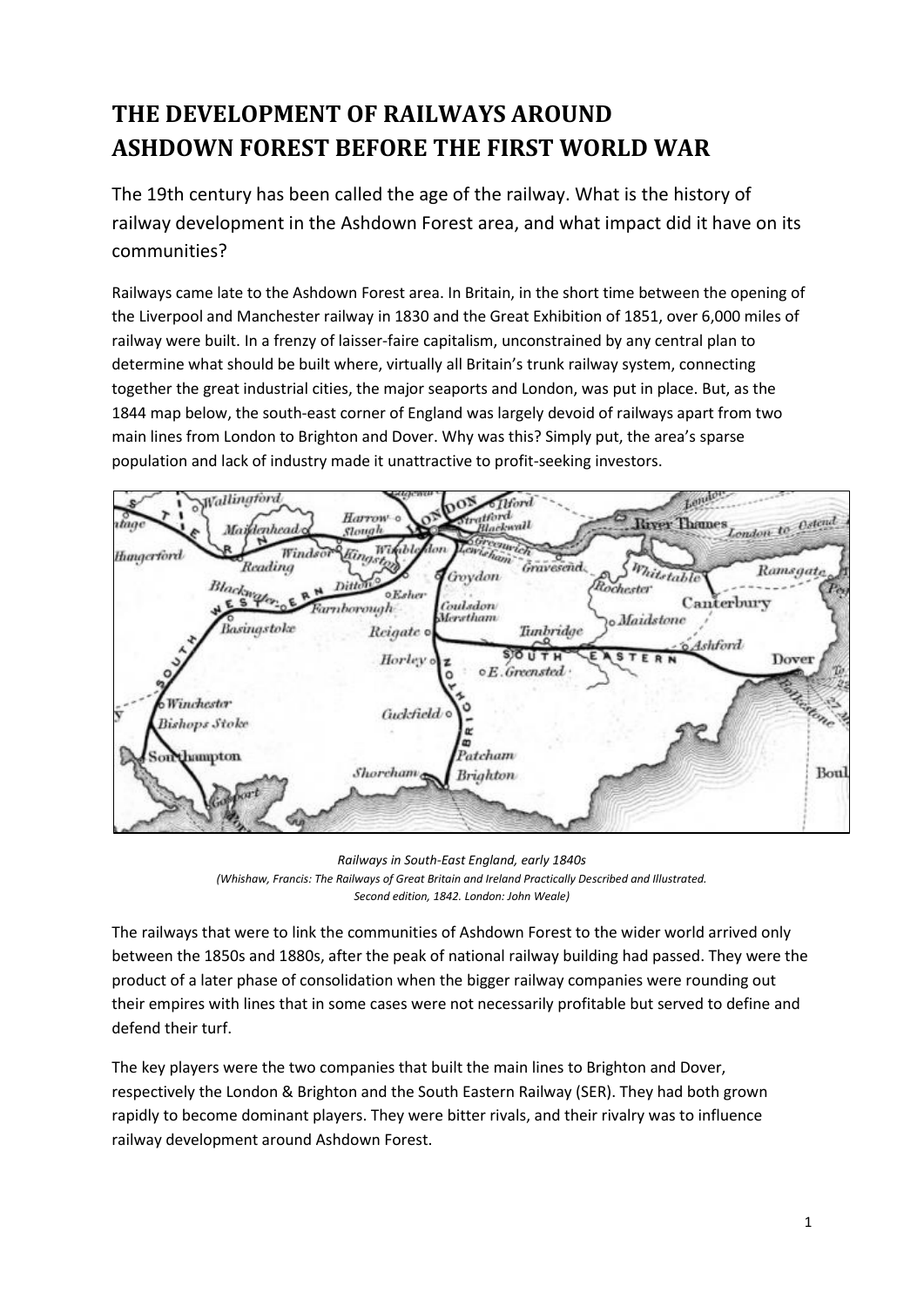# THE DEVELOPMENT OF RAILWAYS AROUND ASHDOWN FOREST BEFORE THE FIRST WORLD WAR

The 19th century has been called the age of the railway. What is the history of railway development in the Ashdown Forest area, and what impact did it have on its communities?

Railways came late to the Ashdown Forest area. In Britain, in the short time between the opening of the Liverpool and Manchester railway in 1830 and the Great Exhibition of 1851, over 6,000 miles of railway were built. In a frenzy of laisser-faire capitalism, unconstrained by any central plan to determine what should be built where, virtually all Britain's trunk railway system, connecting together the great industrial cities, the major seaports and London, was put in place. But, as the 1844 map below, the south-east corner of England was largely devoid of railways apart from two main lines from London to Brighton and Dover. Why was this? Simply put, the area's sparse population and lack of industry made it unattractive to profit-seeking investors.

*Railways in South-East England, early 1840s*
*(Whishaw, Francis: The Railways of Great Britain and Ireland Practically Described and Illustrated. Second edition, 1842. London: John Weale)*

The railways that were to link the communities of Ashdown Forest to the wider world arrived only between the 1850s and 1880s, after the peak of national railway building had passed. They were the product of a later phase of consolidation when the bigger railway companies were rounding out their empires with lines that in some cases were not necessarily profitable but served to define and defend their turf.

The key players were the two companies that built the main lines to Brighton and Dover, respectively the London & Brighton and the South Eastern Railway (SER). They had both grown rapidly to become dominant players. They were bitter rivals, and their rivalry was to influence railway development around Ashdown Forest.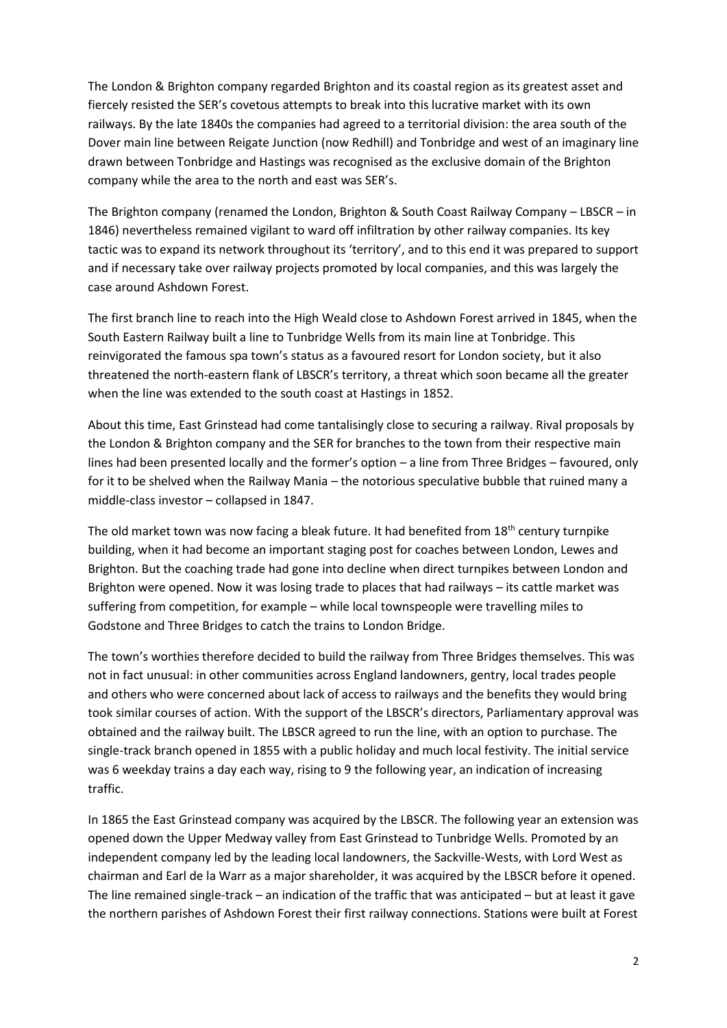The London & Brighton company regarded Brighton and its coastal region as its greatest asset and fiercely resisted the SER's covetous attempts to break into this lucrative market with its own railways. By the late 1840s the companies had agreed to a territorial division: the area south of the Dover main line between Reigate Junction (now Redhill) and Tonbridge and west of an imaginary line drawn between Tonbridge and Hastings was recognised as the exclusive domain of the Brighton company while the area to the north and east was SER's.

The Brighton company (renamed the London, Brighton & South Coast Railway Company – LBSCR – in 1846) nevertheless remained vigilant to ward off infiltration by other railway companies. Its key tactic was to expand its network throughout its 'territory', and to this end it was prepared to support and if necessary take over railway projects promoted by local companies, and this was largely the case around Ashdown Forest.

The first branch line to reach into the High Weald close to Ashdown Forest arrived in 1845, when the South Eastern Railway built a line to Tunbridge Wells from its main line at Tonbridge. This reinvigorated the famous spa town's status as a favoured resort for London society, but it also threatened the north-eastern flank of LBSCR's territory, a threat which soon became all the greater when the line was extended to the south coast at Hastings in 1852.

About this time, East Grinstead had come tantalisingly close to securing a railway. Rival proposals by the London & Brighton company and the SER for branches to the town from their respective main lines had been presented locally and the former's option – a line from Three Bridges – favoured, only for it to be shelved when the Railway Mania – the notorious speculative bubble that ruined many a middle-class investor – collapsed in 1847.

The old market town was now facing a bleak future. It had benefited from 18th century turnpike building, when it had become an important staging post for coaches between London, Lewes and Brighton. But the coaching trade had gone into decline when direct turnpikes between London and Brighton were opened. Now it was losing trade to places that had railways – its cattle market was suffering from competition, for example – while local townspeople were travelling miles to Godstone and Three Bridges to catch the trains to London Bridge.

The town's worthies therefore decided to build the railway from Three Bridges themselves. This was not in fact unusual: in other communities across England landowners, gentry, local trades people and others who were concerned about lack of access to railways and the benefits they would bring took similar courses of action. With the support of the LBSCR's directors, Parliamentary approval was obtained and the railway built. The LBSCR agreed to run the line, with an option to purchase. The single-track branch opened in 1855 with a public holiday and much local festivity. The initial service was 6 weekday trains a day each way, rising to 9 the following year, an indication of increasing traffic.

In 1865 the East Grinstead company was acquired by the LBSCR. The following year an extension was opened down the Upper Medway valley from East Grinstead to Tunbridge Wells. Promoted by an independent company led by the leading local landowners, the Sackville-Wests, with Lord West as chairman and Earl de la Warr as a major shareholder, it was acquired by the LBSCR before it opened. The line remained single-track – an indication of the traffic that was anticipated – but at least it gave the northern parishes of Ashdown Forest their first railway connections. Stations were built at Forest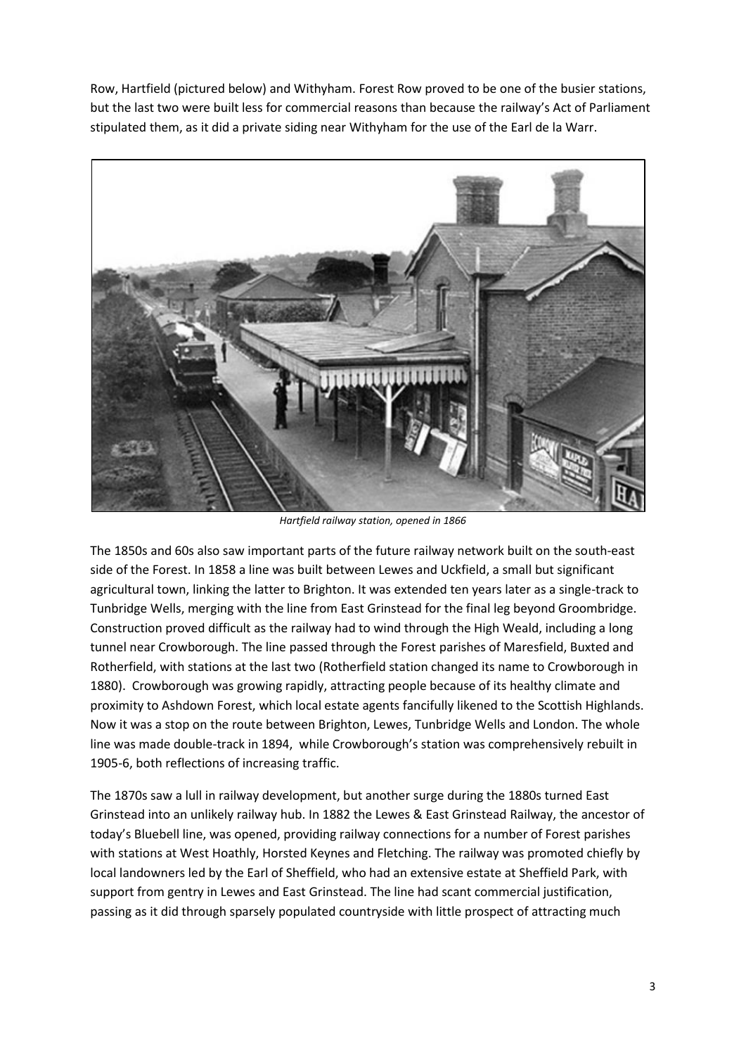Row, Hartfield (pictured below) and Withyham. Forest Row proved to be one of the busier stations, but the last two were built less for commercial reasons than because the railway's Act of Parliament stipulated them, as it did a private siding near Withyham for the use of the Earl de la Warr.

*Hartfield railway station, opened in 1866*

The 1850s and 60s also saw important parts of the future railway network built on the south-east side of the Forest. In 1858 a line was built between Lewes and Uckfield, a small but significant agricultural town, linking the latter to Brighton. It was extended ten years later as a single-track to Tunbridge Wells, merging with the line from East Grinstead for the final leg beyond Groombridge. Construction proved difficult as the railway had to wind through the High Weald, including a long tunnel near Crowborough. The line passed through the Forest parishes of Maresfield, Buxted and Rotherfield, with stations at the last two (Rotherfield station changed its name to Crowborough in 1880). Crowborough was growing rapidly, attracting people because of its healthy climate and proximity to Ashdown Forest, which local estate agents fancifully likened to the Scottish Highlands. Now it was a stop on the route between Brighton, Lewes, Tunbridge Wells and London. The whole line was made double-track in 1894, while Crowborough's station was comprehensively rebuilt in 1905-6, both reflections of increasing traffic.

The 1870s saw a lull in railway development, but another surge during the 1880s turned East Grinstead into an unlikely railway hub. In 1882 the Lewes & East Grinstead Railway, the ancestor of today's Bluebell line, was opened, providing railway connections for a number of Forest parishes with stations at West Hoathly, Horsted Keynes and Fletching. The railway was promoted chiefly by local landowners led by the Earl of Sheffield, who had an extensive estate at Sheffield Park, with support from gentry in Lewes and East Grinstead. The line had scant commercial justification, passing as it did through sparsely populated countryside with little prospect of attracting much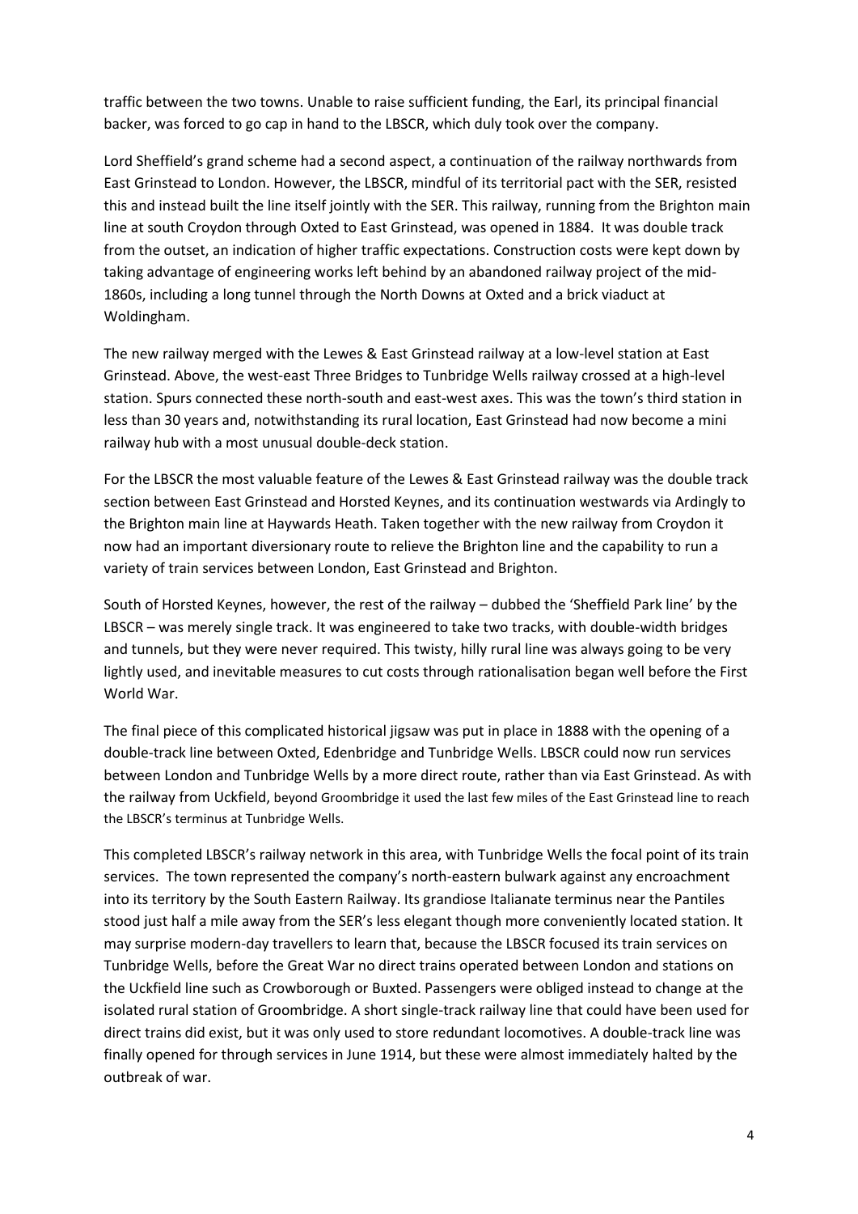traffic between the two towns. Unable to raise sufficient funding, the Earl, its principal financial backer, was forced to go cap in hand to the LBSCR, which duly took over the company.

Lord Sheffield's grand scheme had a second aspect, a continuation of the railway northwards from East Grinstead to London. However, the LBSCR, mindful of its territorial pact with the SER, resisted this and instead built the line itself jointly with the SER. This railway, running from the Brighton main line at south Croydon through Oxted to East Grinstead, was opened in 1884. It was double track from the outset, an indication of higher traffic expectations. Construction costs were kept down by taking advantage of engineering works left behind by an abandoned railway project of the mid-1860s, including a long tunnel through the North Downs at Oxted and a brick viaduct at Woldingham.

The new railway merged with the Lewes & East Grinstead railway at a low-level station at East Grinstead. Above, the west-east Three Bridges to Tunbridge Wells railway crossed at a high-level station. Spurs connected these north-south and east-west axes. This was the town's third station in less than 30 years and, notwithstanding its rural location, East Grinstead had now become a mini railway hub with a most unusual double-deck station.

For the LBSCR the most valuable feature of the Lewes & East Grinstead railway was the double track section between East Grinstead and Horsted Keynes, and its continuation westwards via Ardingly to the Brighton main line at Haywards Heath. Taken together with the new railway from Croydon it now had an important diversionary route to relieve the Brighton line and the capability to run a variety of train services between London, East Grinstead and Brighton.

South of Horsted Keynes, however, the rest of the railway – dubbed the 'Sheffield Park line' by the LBSCR – was merely single track. It was engineered to take two tracks, with double-width bridges and tunnels, but they were never required. This twisty, hilly rural line was always going to be very lightly used, and inevitable measures to cut costs through rationalisation began well before the First World War.

The final piece of this complicated historical jigsaw was put in place in 1888 with the opening of a double-track line between Oxted, Edenbridge and Tunbridge Wells. LBSCR could now run services between London and Tunbridge Wells by a more direct route, rather than via East Grinstead. As with the railway from Uckfield, beyond Groombridge it used the last few miles of the East Grinstead line to reach the LBSCR's terminus at Tunbridge Wells.

This completed LBSCR's railway network in this area, with Tunbridge Wells the focal point of its train services. The town represented the company's north-eastern bulwark against any encroachment into its territory by the South Eastern Railway. Its grandiose Italianate terminus near the Pantiles stood just half a mile away from the SER's less elegant though more conveniently located station. It may surprise modern-day travellers to learn that, because the LBSCR focused its train services on Tunbridge Wells, before the Great War no direct trains operated between London and stations on the Uckfield line such as Crowborough or Buxted. Passengers were obliged instead to change at the isolated rural station of Groombridge. A short single-track railway line that could have been used for direct trains did exist, but it was only used to store redundant locomotives. A double-track line was finally opened for through services in June 1914, but these were almost immediately halted by the outbreak of war.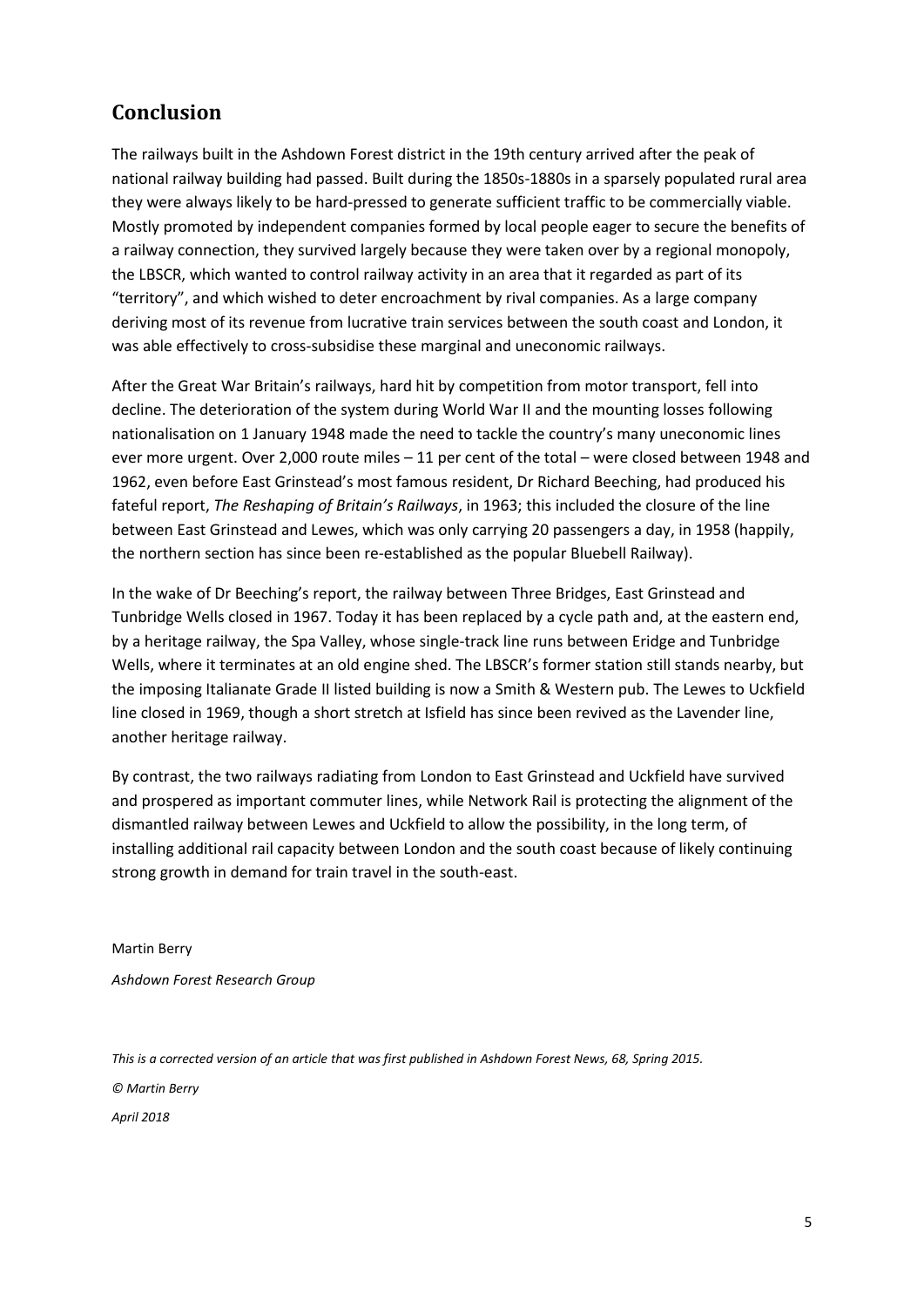## Conclusion

The railways built in the Ashdown Forest district in the 19th century arrived after the peak of national railway building had passed. Built during the 1850s-1880s in a sparsely populated rural area they were always likely to be hard-pressed to generate sufficient traffic to be commercially viable. Mostly promoted by independent companies formed by local people eager to secure the benefits of a railway connection, they survived largely because they were taken over by a regional monopoly, the LBSCR, which wanted to control railway activity in an area that it regarded as part of its "territory", and which wished to deter encroachment by rival companies. As a large company deriving most of its revenue from lucrative train services between the south coast and London, it was able effectively to cross-subsidise these marginal and uneconomic railways.

After the Great War Britain's railways, hard hit by competition from motor transport, fell into decline. The deterioration of the system during World War II and the mounting losses following nationalisation on 1 January 1948 made the need to tackle the country's many uneconomic lines ever more urgent. Over 2,000 route miles – 11 per cent of the total – were closed between 1948 and 1962, even before East Grinstead's most famous resident, Dr Richard Beeching, had produced his fateful report, *The Reshaping of Britain's Railways*, in 1963; this included the closure of the line between East Grinstead and Lewes, which was only carrying 20 passengers a day, in 1958 (happily, the northern section has since been re-established as the popular Bluebell Railway).

In the wake of Dr Beeching's report, the railway between Three Bridges, East Grinstead and Tunbridge Wells closed in 1967. Today it has been replaced by a cycle path and, at the eastern end, by a heritage railway, the Spa Valley, whose single-track line runs between Eridge and Tunbridge Wells, where it terminates at an old engine shed. The LBSCR's former station still stands nearby, but the imposing Italianate Grade II listed building is now a Smith & Western pub. The Lewes to Uckfield line closed in 1969, though a short stretch at Isfield has since been revived as the Lavender line, another heritage railway.

By contrast, the two railways radiating from London to East Grinstead and Uckfield have survived and prospered as important commuter lines, while Network Rail is protecting the alignment of the dismantled railway between Lewes and Uckfield to allow the possibility, in the long term, of installing additional rail capacity between London and the south coast because of likely continuing strong growth in demand for train travel in the south-east.

Martin Berry

*Ashdown Forest Research Group*

*This is a corrected version of an article that was first published in Ashdown Forest News, 68, Spring 2015.*

*© Martin Berry*

*April 2018*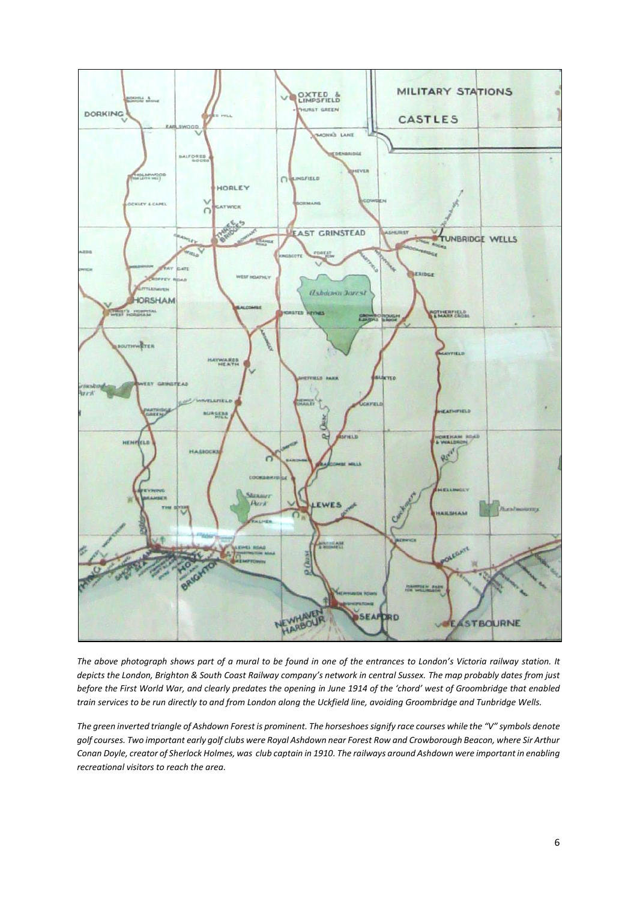*The above photograph shows part of a mural to be found in one of the entrances to London's Victoria railway station. It depicts the London, Brighton & South Coast Railway company's network in central Sussex. The map probably dates from just before the First World War, and clearly predates the opening in June 1914 of the 'chord' west of Groombridge that enabled train services to be run directly to and from London along the Uckfield line, avoiding Groombridge and Tunbridge Wells.*

*The green inverted triangle of Ashdown Forest is prominent. The horseshoes signify race courses while the "V" symbols denote golf courses. Two important early golf clubs were Royal Ashdown near Forest Row and Crowborough Beacon, where Sir Arthur Conan Doyle, creator of Sherlock Holmes, was club captain in 1910. The railways around Ashdown were important in enabling recreational visitors to reach the area.*